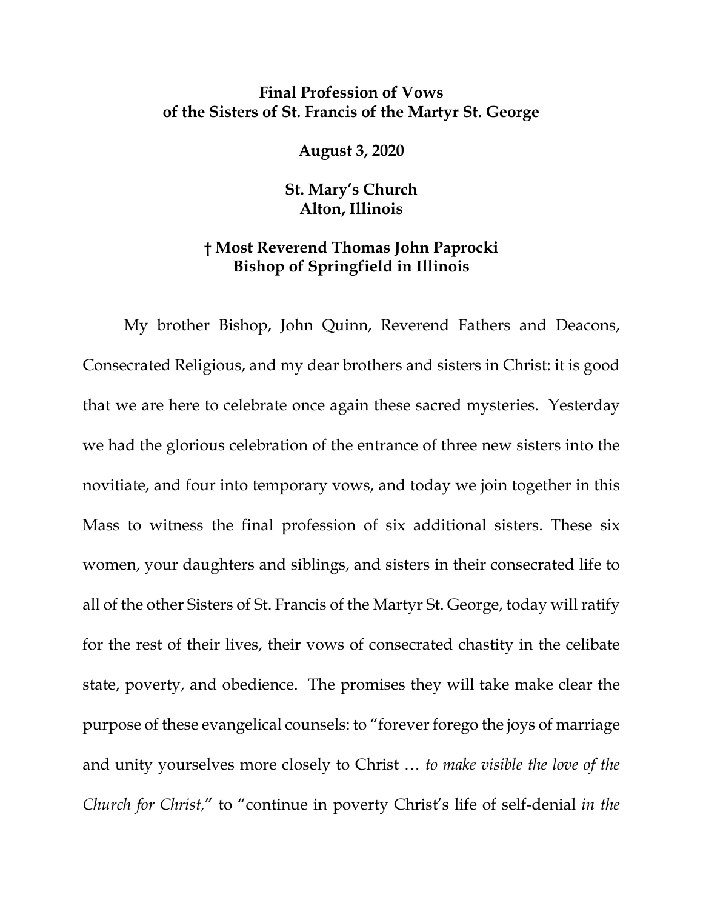**Final Profession of Vows**
**of the Sisters of St. Francis of the Martyr St. George**

**August 3, 2020**

**St. Mary's Church**
**Alton, Illinois**

**† Most Reverend Thomas John Paprocki**
**Bishop of Springfield in Illinois**

My brother Bishop, John Quinn, Reverend Fathers and Deacons, Consecrated Religious, and my dear brothers and sisters in Christ: it is good that we are here to celebrate once again these sacred mysteries. Yesterday we had the glorious celebration of the entrance of three new sisters into the novitiate, and four into temporary vows, and today we join together in this Mass to witness the final profession of six additional sisters. These six women, your daughters and siblings, and sisters in their consecrated life to all of the other Sisters of St. Francis of the Martyr St. George, today will ratify for the rest of their lives, their vows of consecrated chastity in the celibate state, poverty, and obedience. The promises they will take make clear the purpose of these evangelical counsels: to "forever forego the joys of marriage and unity yourselves more closely to Christ … *to make visible the love of the Church for Christ,*" to "continue in poverty Christ's life of self-denial *in the*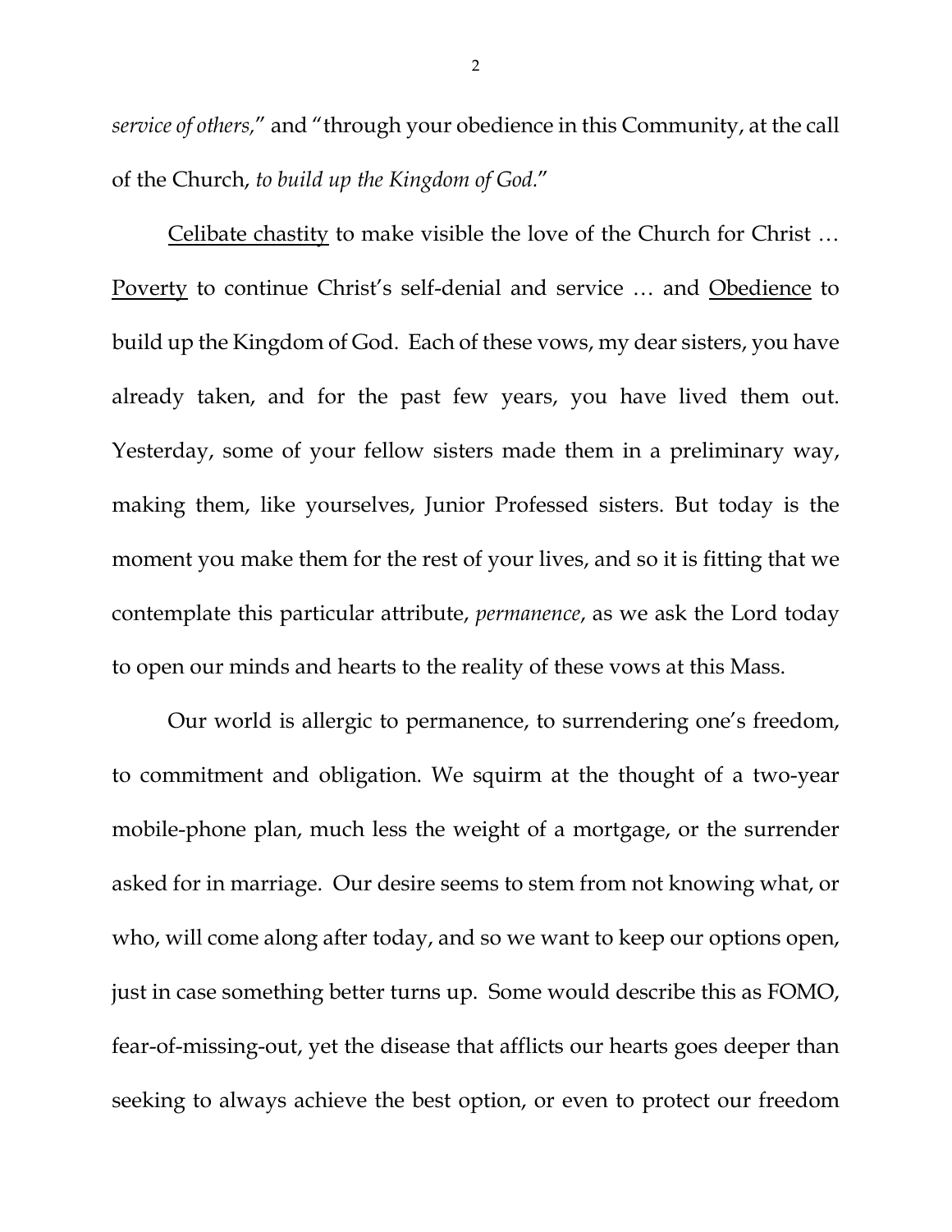*service of others,*" and "through your obedience in this Community, at the call of the Church, *to build up the Kingdom of God.*"

<u>Celibate chastity</u> to make visible the love of the Church for Christ … <u>Poverty</u> to continue Christ's self-denial and service … and <u>Obedience</u> to build up the Kingdom of God. Each of these vows, my dear sisters, you have already taken, and for the past few years, you have lived them out. Yesterday, some of your fellow sisters made them in a preliminary way, making them, like yourselves, Junior Professed sisters. But today is the moment you make them for the rest of your lives, and so it is fitting that we contemplate this particular attribute, *permanence*, as we ask the Lord today to open our minds and hearts to the reality of these vows at this Mass.

Our world is allergic to permanence, to surrendering one's freedom, to commitment and obligation. We squirm at the thought of a two-year mobile-phone plan, much less the weight of a mortgage, or the surrender asked for in marriage. Our desire seems to stem from not knowing what, or who, will come along after today, and so we want to keep our options open, just in case something better turns up. Some would describe this as FOMO, fear-of-missing-out, yet the disease that afflicts our hearts goes deeper than seeking to always achieve the best option, or even to protect our freedom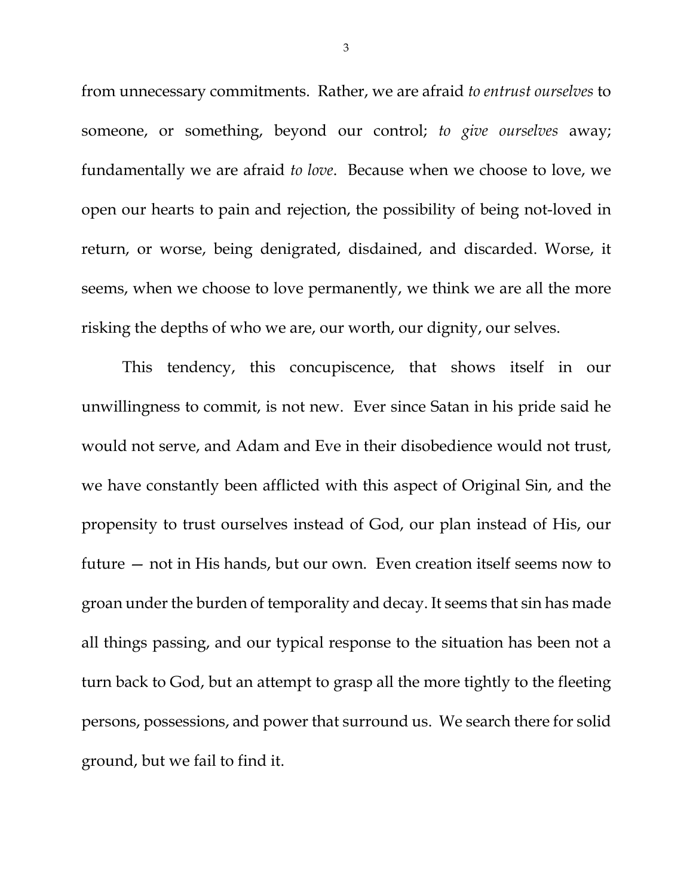from unnecessary commitments. Rather, we are afraid *to entrust ourselves* to someone, or something, beyond our control; *to give ourselves* away; fundamentally we are afraid *to love*. Because when we choose to love, we open our hearts to pain and rejection, the possibility of being not-loved in return, or worse, being denigrated, disdained, and discarded. Worse, it seems, when we choose to love permanently, we think we are all the more risking the depths of who we are, our worth, our dignity, our selves.

This tendency, this concupiscence, that shows itself in our unwillingness to commit, is not new. Ever since Satan in his pride said he would not serve, and Adam and Eve in their disobedience would not trust, we have constantly been afflicted with this aspect of Original Sin, and the propensity to trust ourselves instead of God, our plan instead of His, our future — not in His hands, but our own. Even creation itself seems now to groan under the burden of temporality and decay. It seems that sin has made all things passing, and our typical response to the situation has been not a turn back to God, but an attempt to grasp all the more tightly to the fleeting persons, possessions, and power that surround us. We search there for solid ground, but we fail to find it.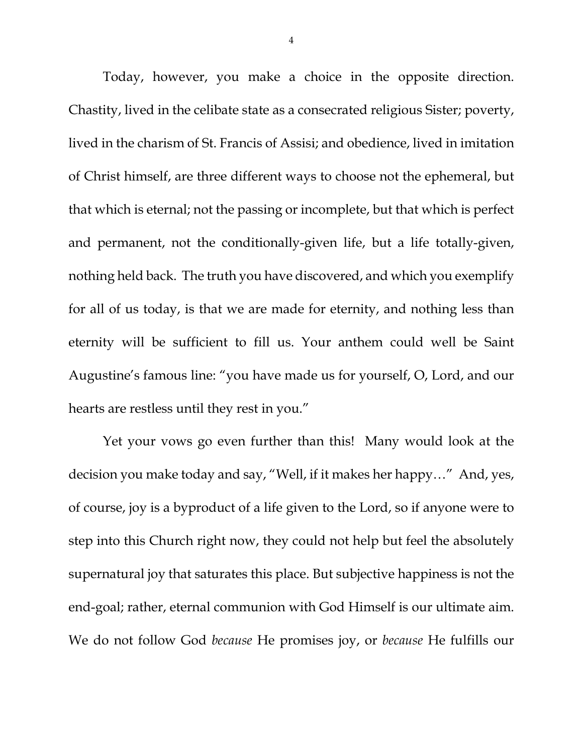Today, however, you make a choice in the opposite direction. Chastity, lived in the celibate state as a consecrated religious Sister; poverty, lived in the charism of St. Francis of Assisi; and obedience, lived in imitation of Christ himself, are three different ways to choose not the ephemeral, but that which is eternal; not the passing or incomplete, but that which is perfect and permanent, not the conditionally-given life, but a life totally-given, nothing held back. The truth you have discovered, and which you exemplify for all of us today, is that we are made for eternity, and nothing less than eternity will be sufficient to fill us. Your anthem could well be Saint Augustine's famous line: "you have made us for yourself, O, Lord, and our hearts are restless until they rest in you."

Yet your vows go even further than this! Many would look at the decision you make today and say, "Well, if it makes her happy…" And, yes, of course, joy is a byproduct of a life given to the Lord, so if anyone were to step into this Church right now, they could not help but feel the absolutely supernatural joy that saturates this place. But subjective happiness is not the end-goal; rather, eternal communion with God Himself is our ultimate aim. We do not follow God *because* He promises joy, or *because* He fulfills our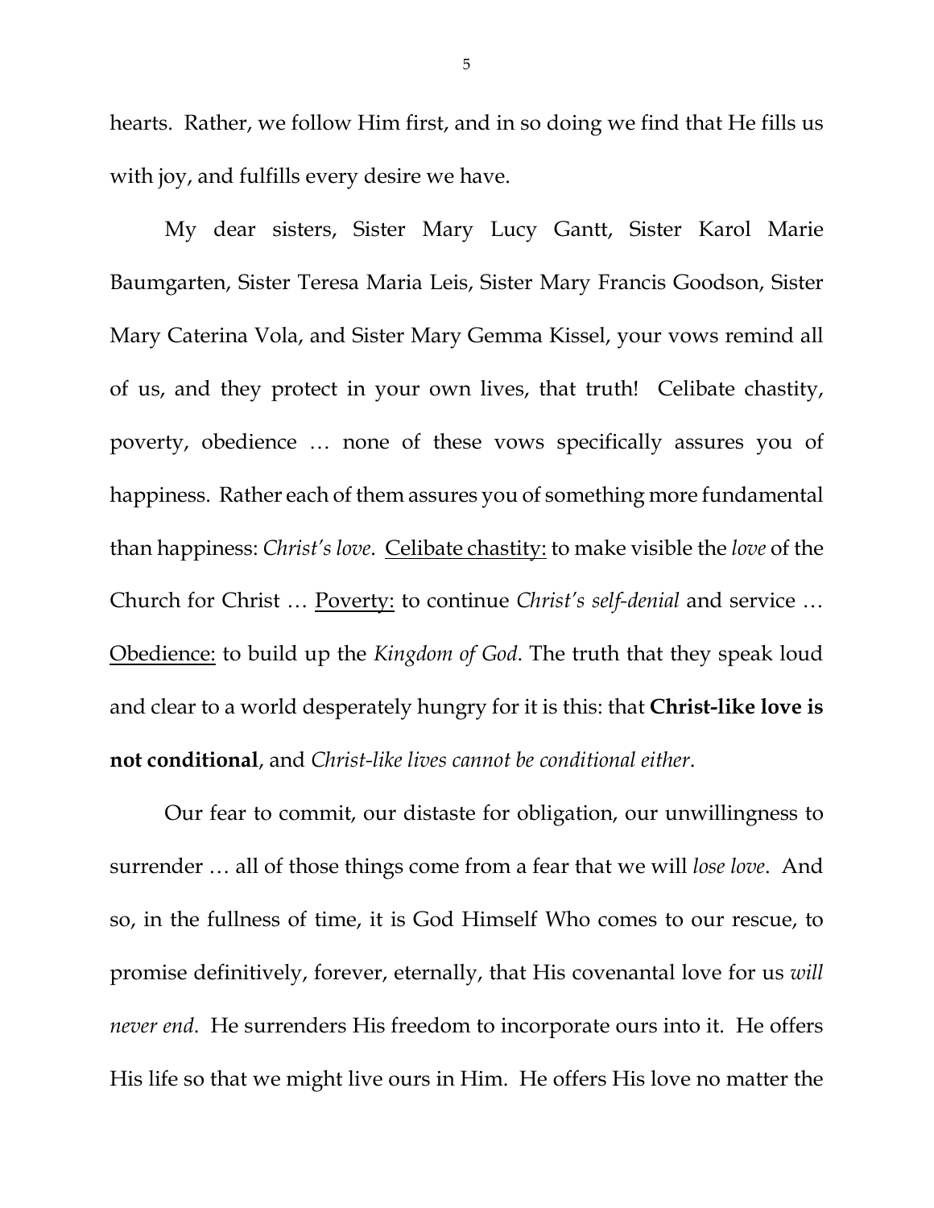hearts. Rather, we follow Him first, and in so doing we find that He fills us with joy, and fulfills every desire we have.

My dear sisters, Sister Mary Lucy Gantt, Sister Karol Marie Baumgarten, Sister Teresa Maria Leis, Sister Mary Francis Goodson, Sister Mary Caterina Vola, and Sister Mary Gemma Kissel, your vows remind all of us, and they protect in your own lives, that truth! Celibate chastity, poverty, obedience … none of these vows specifically assures you of happiness. Rather each of them assures you of something more fundamental than happiness: *Christ's love*. <u>Celibate chastity:</u> to make visible the *love* of the Church for Christ … <u>Poverty:</u> to continue *Christ's self-denial* and service … <u>Obedience:</u> to build up the *Kingdom of God*. The truth that they speak loud and clear to a world desperately hungry for it is this: that **Christ-like love is not conditional**, and *Christ-like lives cannot be conditional either*.

Our fear to commit, our distaste for obligation, our unwillingness to surrender … all of those things come from a fear that we will *lose love*. And so, in the fullness of time, it is God Himself Who comes to our rescue, to promise definitively, forever, eternally, that His covenantal love for us *will never end*. He surrenders His freedom to incorporate ours into it. He offers His life so that we might live ours in Him. He offers His love no matter the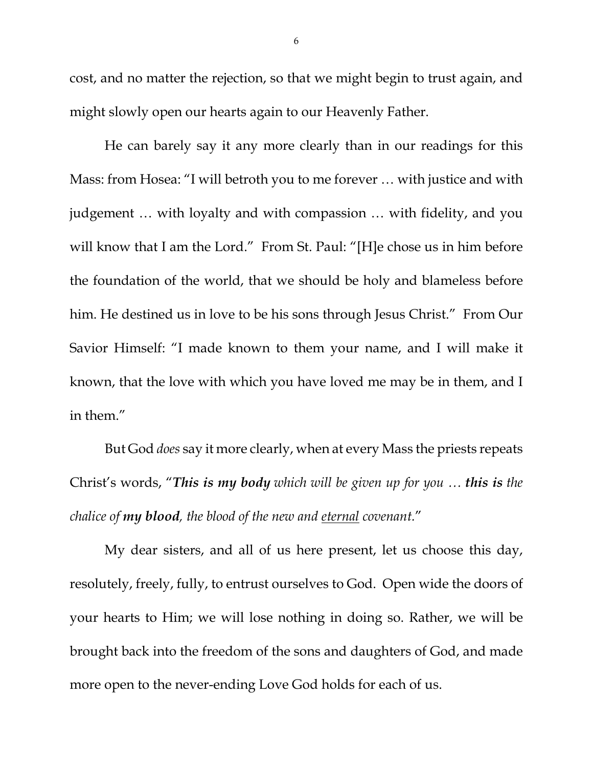cost, and no matter the rejection, so that we might begin to trust again, and might slowly open our hearts again to our Heavenly Father.

He can barely say it any more clearly than in our readings for this Mass: from Hosea: "I will betroth you to me forever … with justice and with judgement … with loyalty and with compassion … with fidelity, and you will know that I am the Lord." From St. Paul: "[H]e chose us in him before the foundation of the world, that we should be holy and blameless before him. He destined us in love to be his sons through Jesus Christ." From Our Savior Himself: "I made known to them your name, and I will make it known, that the love with which you have loved me may be in them, and I in them."

But God *does* say it more clearly, when at every Mass the priests repeats Christ's words, "***This is my body*** *which will be given up for you …* ***this is*** *the chalice of* ***my blood****, the blood of the new and <u>eternal</u> covenant.*"

My dear sisters, and all of us here present, let us choose this day, resolutely, freely, fully, to entrust ourselves to God. Open wide the doors of your hearts to Him; we will lose nothing in doing so. Rather, we will be brought back into the freedom of the sons and daughters of God, and made more open to the never-ending Love God holds for each of us.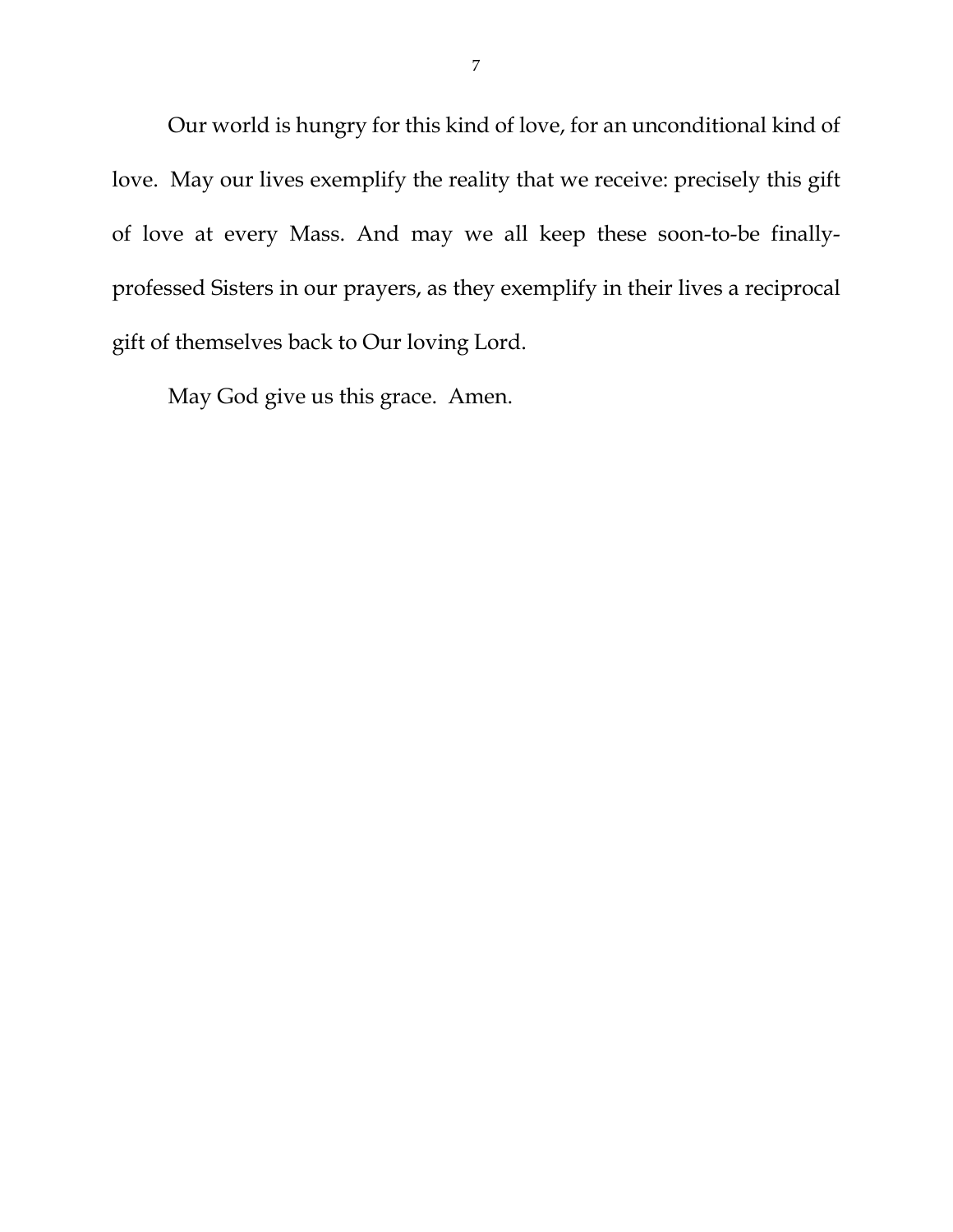Our world is hungry for this kind of love, for an unconditional kind of love. May our lives exemplify the reality that we receive: precisely this gift of love at every Mass. And may we all keep these soon-to-be finally-professed Sisters in our prayers, as they exemplify in their lives a reciprocal gift of themselves back to Our loving Lord.

May God give us this grace. Amen.